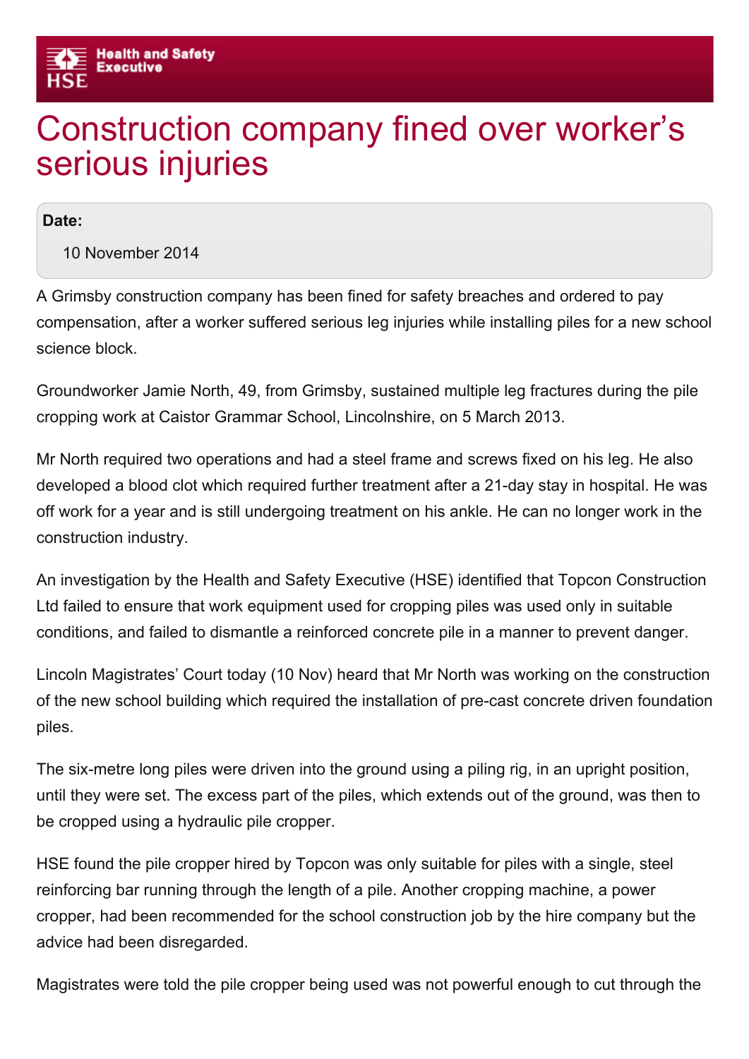Health and Safety Executive

# Construction company fined over worker's serious injuries

**Date:**

10 November 2014

A Grimsby construction company has been fined for safety breaches and ordered to pay compensation, after a worker suffered serious leg injuries while installing piles for a new school science block.

Groundworker Jamie North, 49, from Grimsby, sustained multiple leg fractures during the pile cropping work at Caistor Grammar School, Lincolnshire, on 5 March 2013.

Mr North required two operations and had a steel frame and screws fixed on his leg. He also developed a blood clot which required further treatment after a 21-day stay in hospital. He was off work for a year and is still undergoing treatment on his ankle. He can no longer work in the construction industry.

An investigation by the Health and Safety Executive (HSE) identified that Topcon Construction Ltd failed to ensure that work equipment used for cropping piles was used only in suitable conditions, and failed to dismantle a reinforced concrete pile in a manner to prevent danger.

Lincoln Magistrates' Court today (10 Nov) heard that Mr North was working on the construction of the new school building which required the installation of pre-cast concrete driven foundation piles.

The six-metre long piles were driven into the ground using a piling rig, in an upright position, until they were set. The excess part of the piles, which extends out of the ground, was then to be cropped using a hydraulic pile cropper.

HSE found the pile cropper hired by Topcon was only suitable for piles with a single, steel reinforcing bar running through the length of a pile. Another cropping machine, a power cropper, had been recommended for the school construction job by the hire company but the advice had been disregarded.

Magistrates were told the pile cropper being used was not powerful enough to cut through the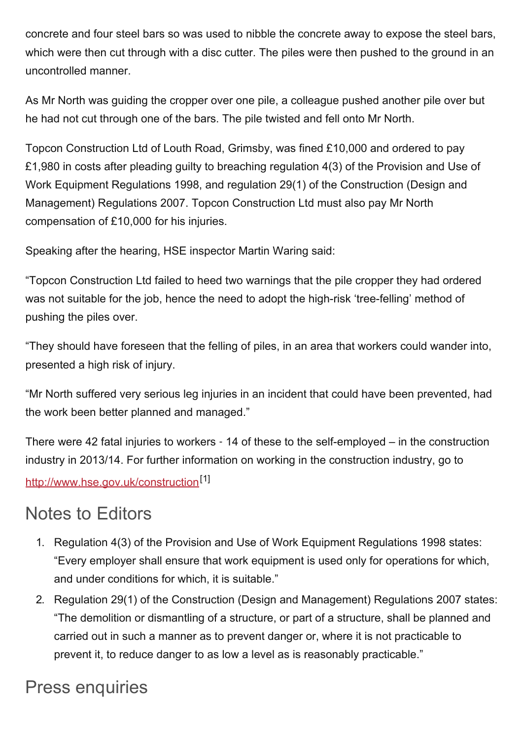concrete and four steel bars so was used to nibble the concrete away to expose the steel bars, which were then cut through with a disc cutter. The piles were then pushed to the ground in an uncontrolled manner.

As Mr North was guiding the cropper over one pile, a colleague pushed another pile over but he had not cut through one of the bars. The pile twisted and fell onto Mr North.

Topcon Construction Ltd of Louth Road, Grimsby, was fined £10,000 and ordered to pay £1,980 in costs after pleading guilty to breaching regulation 4(3) of the Provision and Use of Work Equipment Regulations 1998, and regulation 29(1) of the Construction (Design and Management) Regulations 2007. Topcon Construction Ltd must also pay Mr North compensation of £10,000 for his injuries.

Speaking after the hearing, HSE inspector Martin Waring said:

"Topcon Construction Ltd failed to heed two warnings that the pile cropper they had ordered was not suitable for the job, hence the need to adopt the high-risk 'tree-felling' method of pushing the piles over.

"They should have foreseen that the felling of piles, in an area that workers could wander into, presented a high risk of injury.

"Mr North suffered very serious leg injuries in an incident that could have been prevented, had the work been better planned and managed."

There were 42 fatal injuries to workers - 14 of these to the self-employed – in the construction industry in 2013/14. For further information on working in the construction industry, go to http://www.hse.gov.uk/construction[1]

## Notes to Editors

1. Regulation 4(3) of the Provision and Use of Work Equipment Regulations 1998 states: "Every employer shall ensure that work equipment is used only for operations for which, and under conditions for which, it is suitable."
2. Regulation 29(1) of the Construction (Design and Management) Regulations 2007 states: "The demolition or dismantling of a structure, or part of a structure, shall be planned and carried out in such a manner as to prevent danger or, where it is not practicable to prevent it, to reduce danger to as low a level as is reasonably practicable."

## Press enquiries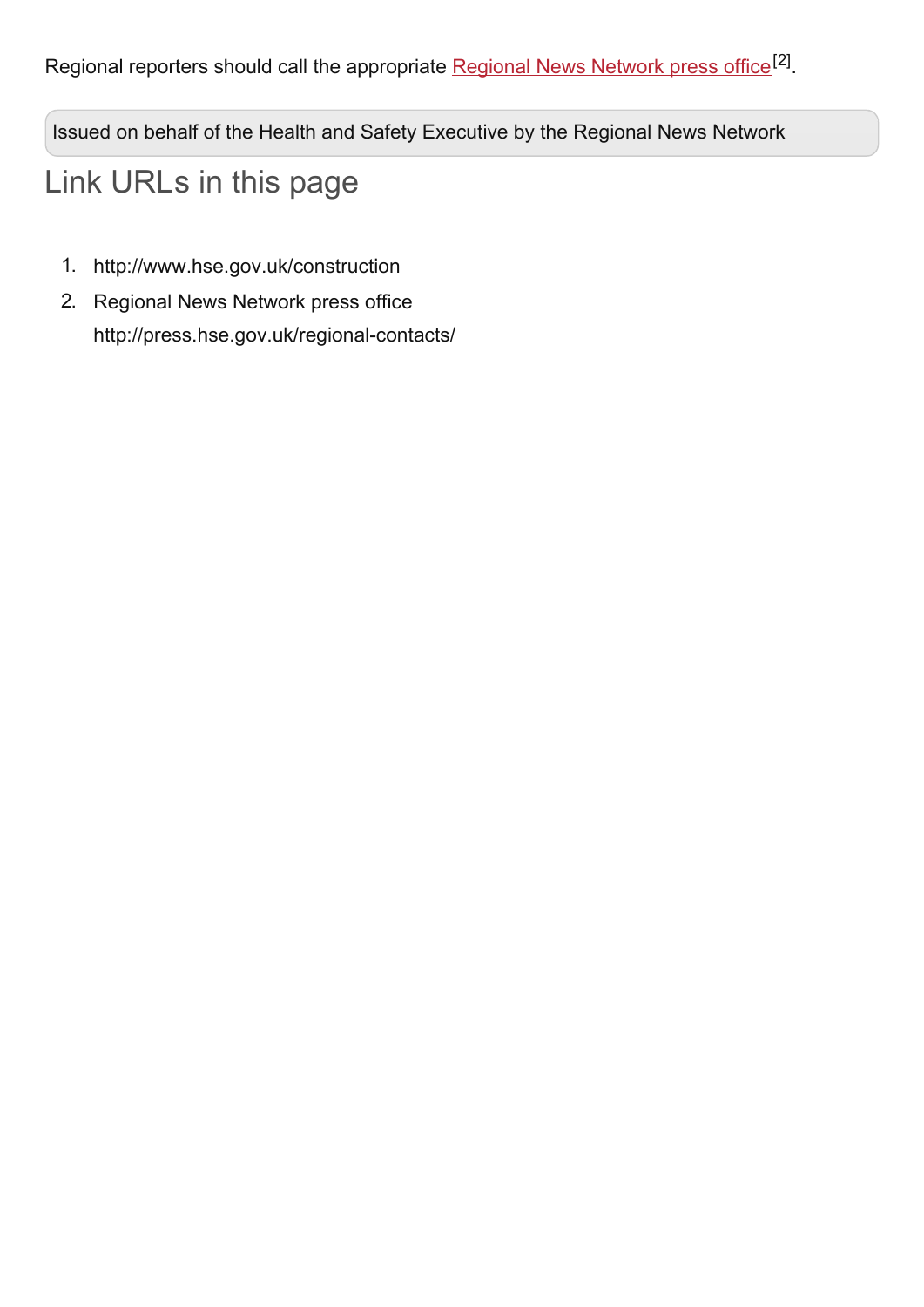Regional reporters should call the appropriate Regional News Network press office[2].

Issued on behalf of the Health and Safety Executive by the Regional News Network

## Link URLs in this page

1. http://www.hse.gov.uk/construction
2. Regional News Network press office
   http://press.hse.gov.uk/regional-contacts/